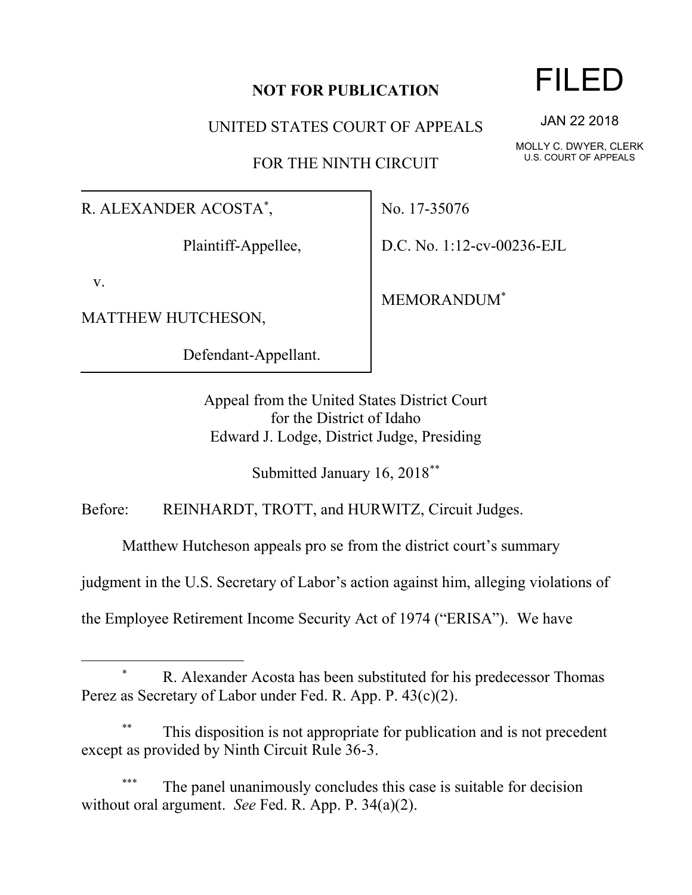**NOT FOR PUBLICATION**

UNITED STATES COURT OF APPEALS

FOR THE NINTH CIRCUIT

FILED

JAN 22 2018

MOLLY C. DWYER, CLERK
U.S. COURT OF APPEALS

| | |
|---|---|
| R. ALEXANDER ACOSTA*,<br><br>Plaintiff-Appellee,<br><br>v.<br><br>MATTHEW HUTCHESON,<br><br>Defendant-Appellant. | No. 17-35076<br><br>D.C. No. 1:12-cv-00236-EJL<br><br>MEMORANDUM* |

Appeal from the United States District Court
for the District of Idaho
Edward J. Lodge, District Judge, Presiding

Submitted January 16, 2018**

Before: REINHARDT, TROTT, and HURWITZ, Circuit Judges.

Matthew Hutcheson appeals pro se from the district court's summary judgment in the U.S. Secretary of Labor's action against him, alleging violations of the Employee Retirement Income Security Act of 1974 ("ERISA"). We have

---

\* R. Alexander Acosta has been substituted for his predecessor Thomas Perez as Secretary of Labor under Fed. R. App. P. 43(c)(2).

\*\* This disposition is not appropriate for publication and is not precedent except as provided by Ninth Circuit Rule 36-3.

\*\*\* The panel unanimously concludes this case is suitable for decision without oral argument. *See* Fed. R. App. P. 34(a)(2).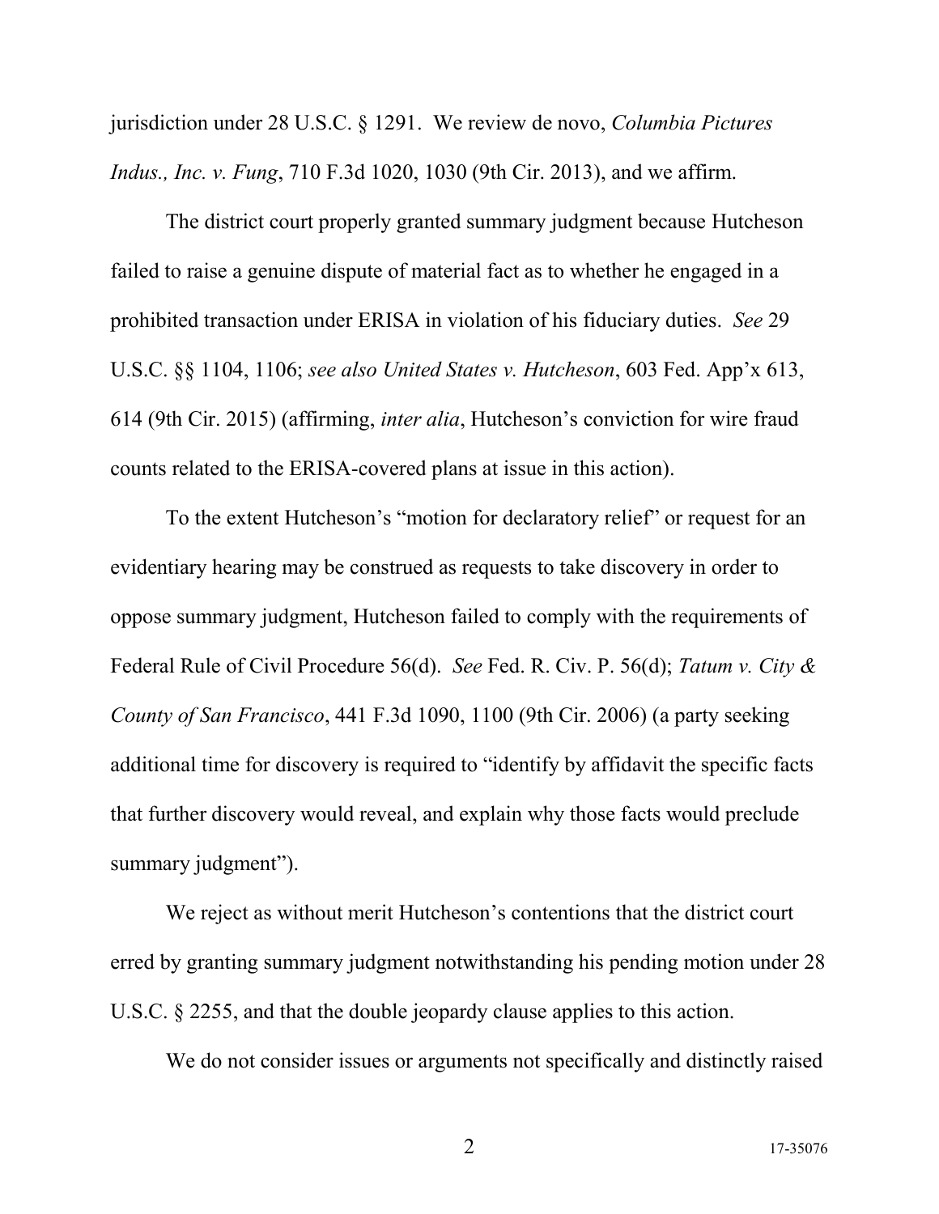jurisdiction under 28 U.S.C. § 1291. We review de novo, *Columbia Pictures Indus., Inc. v. Fung*, 710 F.3d 1020, 1030 (9th Cir. 2013), and we affirm.

The district court properly granted summary judgment because Hutcheson failed to raise a genuine dispute of material fact as to whether he engaged in a prohibited transaction under ERISA in violation of his fiduciary duties. *See* 29 U.S.C. §§ 1104, 1106; *see also United States v. Hutcheson*, 603 Fed. App'x 613, 614 (9th Cir. 2015) (affirming, *inter alia*, Hutcheson's conviction for wire fraud counts related to the ERISA-covered plans at issue in this action).

To the extent Hutcheson's "motion for declaratory relief" or request for an evidentiary hearing may be construed as requests to take discovery in order to oppose summary judgment, Hutcheson failed to comply with the requirements of Federal Rule of Civil Procedure 56(d). *See* Fed. R. Civ. P. 56(d); *Tatum v. City & County of San Francisco*, 441 F.3d 1090, 1100 (9th Cir. 2006) (a party seeking additional time for discovery is required to "identify by affidavit the specific facts that further discovery would reveal, and explain why those facts would preclude summary judgment").

We reject as without merit Hutcheson's contentions that the district court erred by granting summary judgment notwithstanding his pending motion under 28 U.S.C. § 2255, and that the double jeopardy clause applies to this action.

We do not consider issues or arguments not specifically and distinctly raised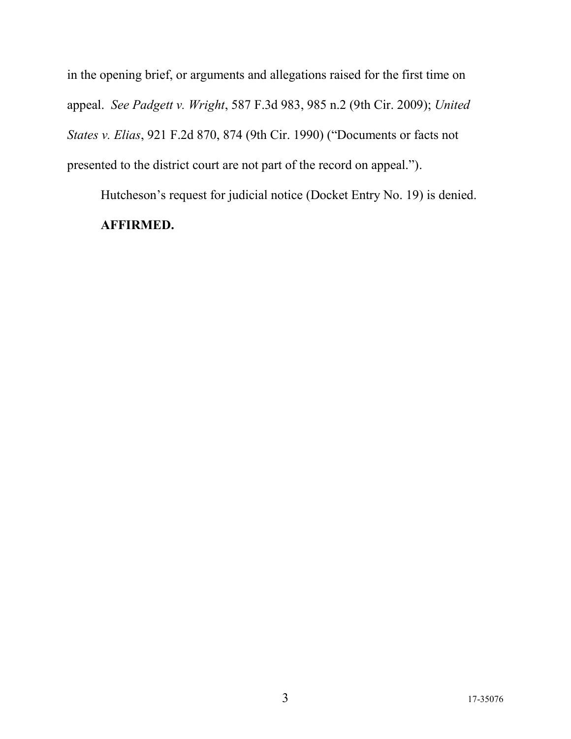in the opening brief, or arguments and allegations raised for the first time on appeal. *See Padgett v. Wright*, 587 F.3d 983, 985 n.2 (9th Cir. 2009); *United States v. Elias*, 921 F.2d 870, 874 (9th Cir. 1990) ("Documents or facts not presented to the district court are not part of the record on appeal.").

Hutcheson's request for judicial notice (Docket Entry No. 19) is denied.

**AFFIRMED.**